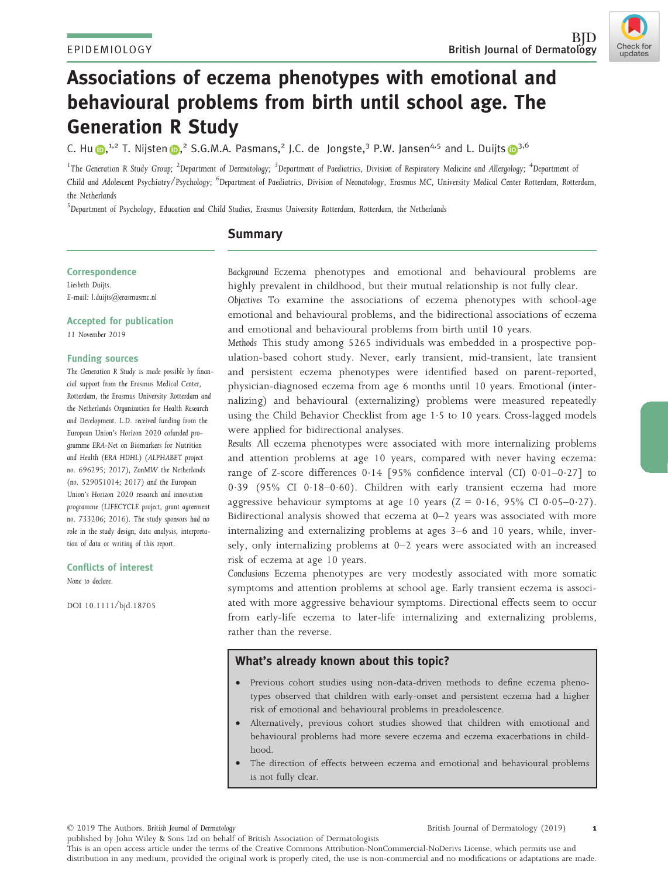EPIDEMIOLOGY

# Associations of eczema phenotypes with emotional and behavioural problems from birth until school age. The Generation R Study

C. Hu,[1,2] T. Nijsten,[2] S.G.M.A. Pasmans,[2] J.C. de Jongste,[3] P.W. Jansen[4,5] and L. Duijts[3,6]

[1]The Generation R Study Group; [2]Department of Dermatology; [3]Department of Paediatrics, Division of Respiratory Medicine and Allergology; [4]Department of Child and Adolescent Psychiatry/Psychology; [6]Department of Paediatrics, Division of Neonatology, Erasmus MC, University Medical Center Rotterdam, Rotterdam, the Netherlands

[5]Department of Psychology, Education and Child Studies, Erasmus University Rotterdam, Rotterdam, the Netherlands

## Summary

*Background* Eczema phenotypes and emotional and behavioural problems are highly prevalent in childhood, but their mutual relationship is not fully clear.

*Objectives* To examine the associations of eczema phenotypes with school-age emotional and behavioural problems, and the bidirectional associations of eczema and emotional and behavioural problems from birth until 10 years.

*Methods* This study among 5265 individuals was embedded in a prospective population-based cohort study. Never, early transient, mid-transient, late transient and persistent eczema phenotypes were identified based on parent-reported, physician-diagnosed eczema from age 6 months until 10 years. Emotional (internalizing) and behavioural (externalizing) problems were measured repeatedly using the Child Behavior Checklist from age 1·5 to 10 years. Cross-lagged models were applied for bidirectional analyses.

*Results* All eczema phenotypes were associated with more internalizing problems and attention problems at age 10 years, compared with never having eczema: range of Z-score differences 0·14 [95% confidence interval (CI) 0·01–0·27] to 0·39 (95% CI 0·18–0·60). Children with early transient eczema had more aggressive behaviour symptoms at age 10 years (Z = 0·16, 95% CI 0·05–0·27). Bidirectional analysis showed that eczema at 0–2 years was associated with more internalizing and externalizing problems at ages 3–6 and 10 years, while, inversely, only internalizing problems at 0–2 years were associated with an increased risk of eczema at age 10 years.

*Conclusions* Eczema phenotypes are very modestly associated with more somatic symptoms and attention problems at school age. Early transient eczema is associated with more aggressive behaviour symptoms. Directional effects seem to occur from early-life eczema to later-life internalizing and externalizing problems, rather than the reverse.

### What's already known about this topic?

- Previous cohort studies using non-data-driven methods to define eczema phenotypes observed that children with early-onset and persistent eczema had a higher risk of emotional and behavioural problems in preadolescence.
- Alternatively, previous cohort studies showed that children with emotional and behavioural problems had more severe eczema and eczema exacerbations in childhood.
- The direction of effects between eczema and emotional and behavioural problems is not fully clear.

**Correspondence**
Liesbeth Duijts.
E-mail: l.duijts@erasmusmc.nl

**Accepted for publication**
11 November 2019

**Funding sources**
The Generation R Study is made possible by financial support from the Erasmus Medical Center, Rotterdam, the Erasmus University Rotterdam and the Netherlands Organization for Health Research and Development. L.D. received funding from the European Union's Horizon 2020 cofunded programme ERA-Net on Biomarkers for Nutrition and Health (ERA HDHL) (ALPHABET project no. 696295; 2017), ZonMW the Netherlands (no. 529051014; 2017) and the European Union's Horizon 2020 research and innovation programme (LIFECYCLE project, grant agreement no. 733206; 2016). The study sponsors had no role in the study design, data analysis, interpretation of data or writing of this report.

**Conflicts of interest**
None to declare.

DOI 10.1111/bjd.18705

© 2019 The Authors. British Journal of Dermatology published by John Wiley & Sons Ltd on behalf of British Association of Dermatologists
This is an open access article under the terms of the Creative Commons Attribution-NonCommercial-NoDerivs License, which permits use and distribution in any medium, provided the original work is properly cited, the use is non-commercial and no modifications or adaptations are made.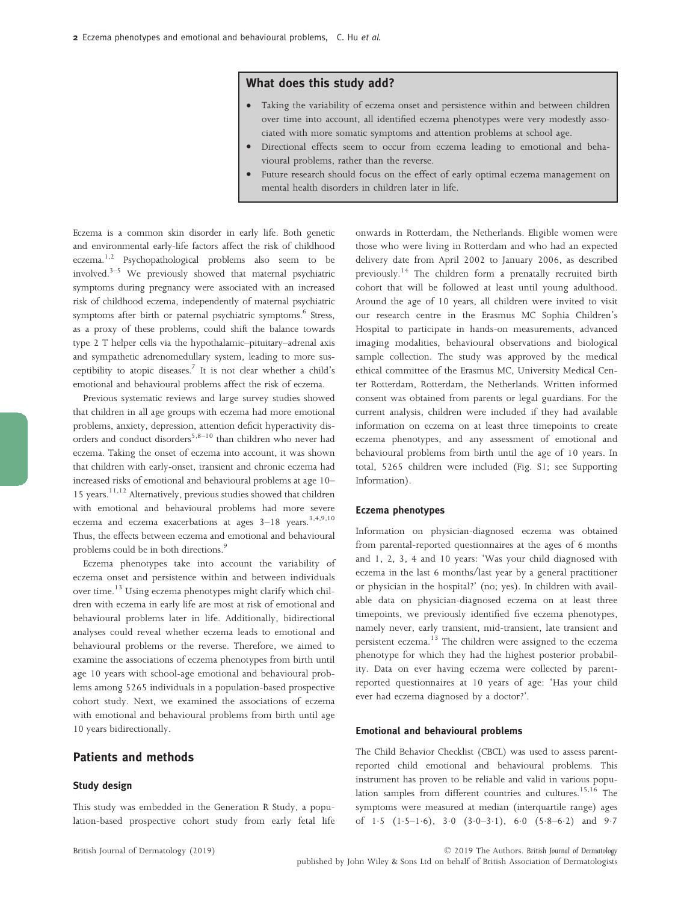## What does this study add?

- Taking the variability of eczema onset and persistence within and between children over time into account, all identified eczema phenotypes were very modestly associated with more somatic symptoms and attention problems at school age.
- Directional effects seem to occur from eczema leading to emotional and behavioural problems, rather than the reverse.
- Future research should focus on the effect of early optimal eczema management on mental health disorders in children later in life.

Eczema is a common skin disorder in early life. Both genetic and environmental early-life factors affect the risk of childhood eczema.[1,2] Psychopathological problems also seem to be involved.[3–5] We previously showed that maternal psychiatric symptoms during pregnancy were associated with an increased risk of childhood eczema, independently of maternal psychiatric symptoms after birth or paternal psychiatric symptoms.[6] Stress, as a proxy of these problems, could shift the balance towards type 2 T helper cells via the hypothalamic–pituitary–adrenal axis and sympathetic adrenomedullary system, leading to more susceptibility to atopic diseases.[7] It is not clear whether a child's emotional and behavioural problems affect the risk of eczema.

Previous systematic reviews and large survey studies showed that children in all age groups with eczema had more emotional problems, anxiety, depression, attention deficit hyperactivity disorders and conduct disorders[5,8–10] than children who never had eczema. Taking the onset of eczema into account, it was shown that children with early-onset, transient and chronic eczema had increased risks of emotional and behavioural problems at age 10–15 years.[11,12] Alternatively, previous studies showed that children with emotional and behavioural problems had more severe eczema and eczema exacerbations at ages 3–18 years.[3,4,9,10] Thus, the effects between eczema and emotional and behavioural problems could be in both directions.[9]

Eczema phenotypes take into account the variability of eczema onset and persistence within and between individuals over time.[13] Using eczema phenotypes might clarify which children with eczema in early life are most at risk of emotional and behavioural problems later in life. Additionally, bidirectional analyses could reveal whether eczema leads to emotional and behavioural problems or the reverse. Therefore, we aimed to examine the associations of eczema phenotypes from birth until age 10 years with school-age emotional and behavioural problems among 5265 individuals in a population-based prospective cohort study. Next, we examined the associations of eczema with emotional and behavioural problems from birth until age 10 years bidirectionally.

## Patients and methods

### Study design

This study was embedded in the Generation R Study, a population-based prospective cohort study from early fetal life onwards in Rotterdam, the Netherlands. Eligible women were those who were living in Rotterdam and who had an expected delivery date from April 2002 to January 2006, as described previously.[14] The children form a prenatally recruited birth cohort that will be followed at least until young adulthood. Around the age of 10 years, all children were invited to visit our research centre in the Erasmus MC Sophia Children's Hospital to participate in hands-on measurements, advanced imaging modalities, behavioural observations and biological sample collection. The study was approved by the medical ethical committee of the Erasmus MC, University Medical Center Rotterdam, Rotterdam, the Netherlands. Written informed consent was obtained from parents or legal guardians. For the current analysis, children were included if they had available information on eczema on at least three timepoints to create eczema phenotypes, and any assessment of emotional and behavioural problems from birth until the age of 10 years. In total, 5265 children were included (Fig. S1; see Supporting Information).

### Eczema phenotypes

Information on physician-diagnosed eczema was obtained from parental-reported questionnaires at the ages of 6 months and 1, 2, 3, 4 and 10 years: 'Was your child diagnosed with eczema in the last 6 months/last year by a general practitioner or physician in the hospital?' (no; yes). In children with available data on physician-diagnosed eczema on at least three timepoints, we previously identified five eczema phenotypes, namely never, early transient, mid-transient, late transient and persistent eczema.[13] The children were assigned to the eczema phenotype for which they had the highest posterior probability. Data on ever having eczema were collected by parent-reported questionnaires at 10 years of age: 'Has your child ever had eczema diagnosed by a doctor?'.

### Emotional and behavioural problems

The Child Behavior Checklist (CBCL) was used to assess parent-reported child emotional and behavioural problems. This instrument has proven to be reliable and valid in various population samples from different countries and cultures.[15,16] The symptoms were measured at median (interquartile range) ages of 1·5 (1·5–1·6), 3·0 (3·0–3·1), 6·0 (5·8–6·2) and 9·7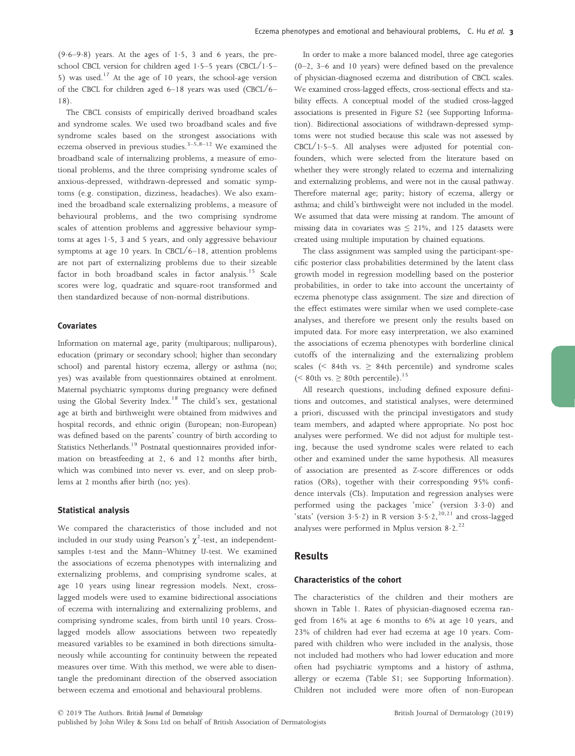(9·6–9·8) years. At the ages of 1·5, 3 and 6 years, the preschool CBCL version for children aged 1·5–5 years (CBCL/1·5–5) was used.[17] At the age of 10 years, the school-age version of the CBCL for children aged 6–18 years was used (CBCL/6–18).

The CBCL consists of empirically derived broadband scales and syndrome scales. We used two broadband scales and five syndrome scales based on the strongest associations with eczema observed in previous studies.[3–5,8–12] We examined the broadband scale of internalizing problems, a measure of emotional problems, and the three comprising syndrome scales of anxious-depressed, withdrawn-depressed and somatic symptoms (e.g. constipation, dizziness, headaches). We also examined the broadband scale externalizing problems, a measure of behavioural problems, and the two comprising syndrome scales of attention problems and aggressive behaviour symptoms at ages 1·5, 3 and 5 years, and only aggressive behaviour symptoms at age 10 years. In CBCL/6–18, attention problems are not part of externalizing problems due to their sizeable factor in both broadband scales in factor analysis.[15] Scale scores were log, quadratic and square-root transformed and then standardized because of non-normal distributions.

### Covariates

Information on maternal age, parity (multiparous; nulliparous), education (primary or secondary school; higher than secondary school) and parental history eczema, allergy or asthma (no; yes) was available from questionnaires obtained at enrolment. Maternal psychiatric symptoms during pregnancy were defined using the Global Severity Index.[18] The child's sex, gestational age at birth and birthweight were obtained from midwives and hospital records, and ethnic origin (European; non-European) was defined based on the parents' country of birth according to Statistics Netherlands.[19] Postnatal questionnaires provided information on breastfeeding at 2, 6 and 12 months after birth, which was combined into never vs. ever, and on sleep problems at 2 months after birth (no; yes).

### Statistical analysis

We compared the characteristics of those included and not included in our study using Pearson's $\chi^2$-test, an independent-samples t-test and the Mann–Whitney U-test. We examined the associations of eczema phenotypes with internalizing and externalizing problems, and comprising syndrome scales, at age 10 years using linear regression models. Next, cross-lagged models were used to examine bidirectional associations of eczema with internalizing and externalizing problems, and comprising syndrome scales, from birth until 10 years. Cross-lagged models allow associations between two repeatedly measured variables to be examined in both directions simultaneously while accounting for continuity between the repeated measures over time. With this method, we were able to disentangle the predominant direction of the observed association between eczema and emotional and behavioural problems.

In order to make a more balanced model, three age categories (0–2, 3–6 and 10 years) were defined based on the prevalence of physician-diagnosed eczema and distribution of CBCL scales. We examined cross-lagged effects, cross-sectional effects and stability effects. A conceptual model of the studied cross-lagged associations is presented in Figure S2 (see Supporting Information). Bidirectional associations of withdrawn-depressed symptoms were not studied because this scale was not assessed by CBCL/1·5–5. All analyses were adjusted for potential confounders, which were selected from the literature based on whether they were strongly related to eczema and internalizing and externalizing problems, and were not in the causal pathway. Therefore maternal age; parity; history of eczema, allergy or asthma; and child's birthweight were not included in the model. We assumed that data were missing at random. The amount of missing data in covariates was $\leq$ 21%, and 125 datasets were created using multiple imputation by chained equations.

The class assignment was sampled using the participant-specific posterior class probabilities determined by the latent class growth model in regression modelling based on the posterior probabilities, in order to take into account the uncertainty of eczema phenotype class assignment. The size and direction of the effect estimates were similar when we used complete-case analyses, and therefore we present only the results based on imputed data. For more easy interpretation, we also examined the associations of eczema phenotypes with borderline clinical cutoffs of the internalizing and the externalizing problem scales (< 84th vs. $\geq$ 84th percentile) and syndrome scales (< 80th vs. $\geq$ 80th percentile).[15]

All research questions, including defined exposure definitions and outcomes, and statistical analyses, were determined a priori, discussed with the principal investigators and study team members, and adapted where appropriate. No post hoc analyses were performed. We did not adjust for multiple testing, because the used syndrome scales were related to each other and examined under the same hypothesis. All measures of association are presented as Z-score differences or odds ratios (ORs), together with their corresponding 95% confidence intervals (CIs). Imputation and regression analyses were performed using the packages 'mice' (version 3·3·0) and 'stats' (version 3·5·2) in R version 3·5·2,[20,21] and cross-lagged analyses were performed in Mplus version 8·2.[22]

## Results

### Characteristics of the cohort

The characteristics of the children and their mothers are shown in Table 1. Rates of physician-diagnosed eczema ranged from 16% at age 6 months to 6% at age 10 years, and 23% of children had ever had eczema at age 10 years. Compared with children who were included in the analysis, those not included had mothers who had lower education and more often had psychiatric symptoms and a history of asthma, allergy or eczema (Table S1; see Supporting Information). Children not included were more often of non-European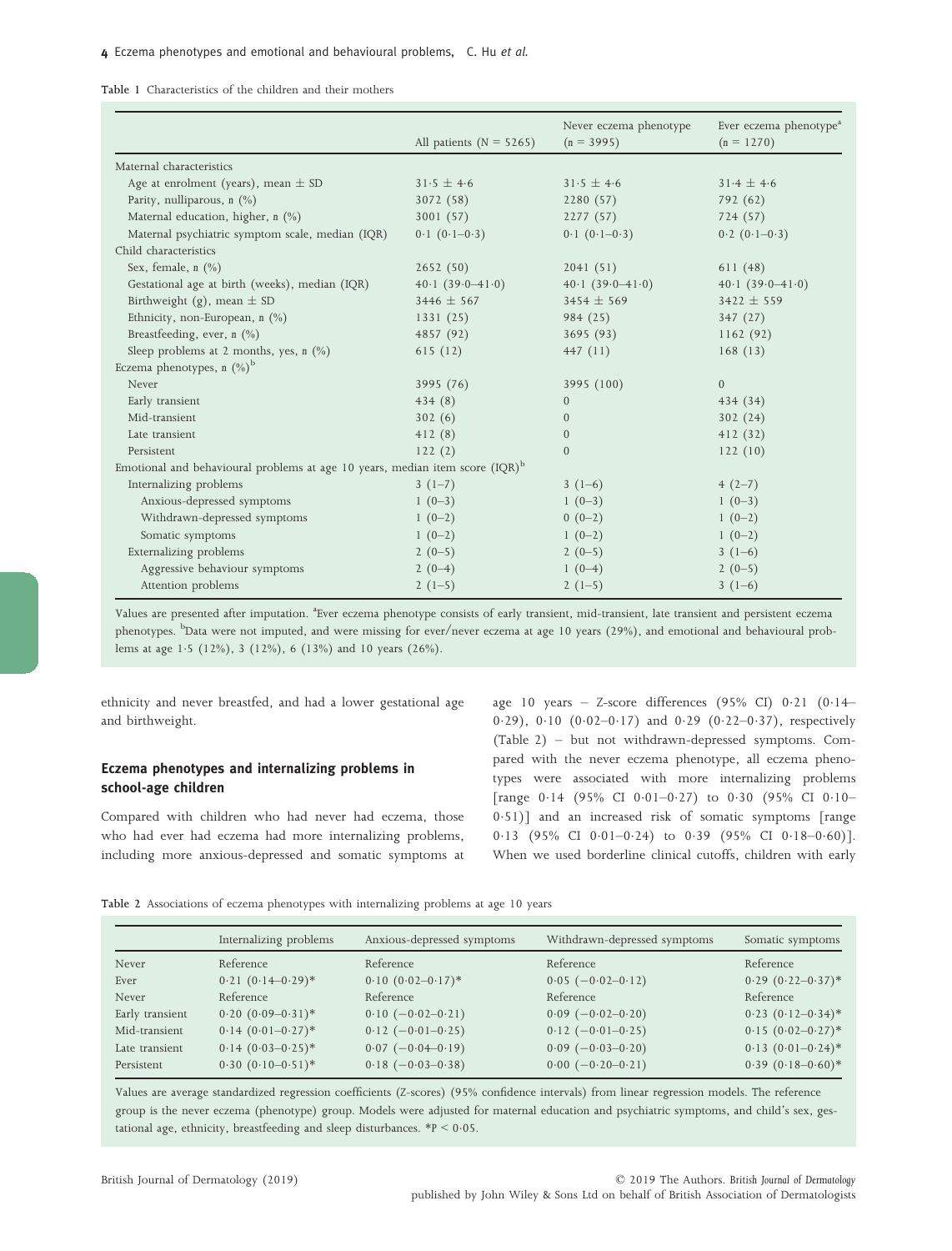Table 1 Characteristics of the children and their mothers

| | All patients (N = 5265) | Never eczema phenotype (n = 3995) | Ever eczema phenotype[a] (n = 1270) |
|---|---|---|---|
| Maternal characteristics | | | |
| Age at enrolment (years), mean ± SD | 31·5 ± 4·6 | 31·5 ± 4·6 | 31·4 ± 4·6 |
| Parity, nulliparous, n (%) | 3072 (58) | 2280 (57) | 792 (62) |
| Maternal education, higher, n (%) | 3001 (57) | 2277 (57) | 724 (57) |
| Maternal psychiatric symptom scale, median (IQR) | 0·1 (0·1–0·3) | 0·1 (0·1–0·3) | 0·2 (0·1–0·3) |
| Child characteristics | | | |
| Sex, female, n (%) | 2652 (50) | 2041 (51) | 611 (48) |
| Gestational age at birth (weeks), median (IQR) | 40·1 (39·0–41·0) | 40·1 (39·0–41·0) | 40·1 (39·0–41·0) |
| Birthweight (g), mean ± SD | 3446 ± 567 | 3454 ± 569 | 3422 ± 559 |
| Ethnicity, non-European, n (%) | 1331 (25) | 984 (25) | 347 (27) |
| Breastfeeding, ever, n (%) | 4857 (92) | 3695 (93) | 1162 (92) |
| Sleep problems at 2 months, yes, n (%) | 615 (12) | 447 (11) | 168 (13) |
| Eczema phenotypes, n (%)[b] | | | |
| Never | 3995 (76) | 3995 (100) | 0 |
| Early transient | 434 (8) | 0 | 434 (34) |
| Mid-transient | 302 (6) | 0 | 302 (24) |
| Late transient | 412 (8) | 0 | 412 (32) |
| Persistent | 122 (2) | 0 | 122 (10) |
| Emotional and behavioural problems at age 10 years, median item score (IQR)[b] | | | |
| Internalizing problems | 3 (1–7) | 3 (1–6) | 4 (2–7) |
| Anxious-depressed symptoms | 1 (0–3) | 1 (0–3) | 1 (0–3) |
| Withdrawn-depressed symptoms | 1 (0–2) | 0 (0–2) | 1 (0–2) |
| Somatic symptoms | 1 (0–2) | 1 (0–2) | 1 (0–2) |
| Externalizing problems | 2 (0–5) | 2 (0–5) | 3 (1–6) |
| Aggressive behaviour symptoms | 2 (0–4) | 1 (0–4) | 2 (0–5) |
| Attention problems | 2 (1–5) | 2 (1–5) | 3 (1–6) |

Values are presented after imputation. [a]Ever eczema phenotype consists of early transient, mid-transient, late transient and persistent eczema phenotypes. [b]Data were not imputed, and were missing for ever/never eczema at age 10 years (29%), and emotional and behavioural problems at age 1·5 (12%), 3 (12%), 6 (13%) and 10 years (26%).

ethnicity and never breastfed, and had a lower gestational age and birthweight.

### Eczema phenotypes and internalizing problems in school-age children

Compared with children who had never had eczema, those who had ever had eczema had more internalizing problems, including more anxious-depressed and somatic symptoms at age 10 years – Z-score differences (95% CI) 0·21 (0·14–0·29), 0·10 (0·02–0·17) and 0·29 (0·22–0·37), respectively (Table 2) – but not withdrawn-depressed symptoms. Compared with the never eczema phenotype, all eczema phenotypes were associated with more internalizing problems [range 0·14 (95% CI 0·01–0·27) to 0·30 (95% CI 0·10–0·51)] and an increased risk of somatic symptoms [range 0·13 (95% CI 0·01–0·24) to 0·39 (95% CI 0·18–0·60)]. When we used borderline clinical cutoffs, children with early

Table 2 Associations of eczema phenotypes with internalizing problems at age 10 years

| | Internalizing problems | Anxious-depressed symptoms | Withdrawn-depressed symptoms | Somatic symptoms |
|---|---|---|---|---|
| Never | Reference | Reference | Reference | Reference |
| Ever | 0·21 (0·14–0·29)* | 0·10 (0·02–0·17)* | 0·05 (−0·02–0·12) | 0·29 (0·22–0·37)* |
| Never | Reference | Reference | Reference | Reference |
| Early transient | 0·20 (0·09–0·31)* | 0·10 (−0·02–0·21) | 0·09 (−0·02–0·20) | 0·23 (0·12–0·34)* |
| Mid-transient | 0·14 (0·01–0·27)* | 0·12 (−0·01–0·25) | 0·12 (−0·01–0·25) | 0·15 (0·02–0·27)* |
| Late transient | 0·14 (0·03–0·25)* | 0·07 (−0·04–0·19) | 0·09 (−0·03–0·20) | 0·13 (0·01–0·24)* |
| Persistent | 0·30 (0·10–0·51)* | 0·18 (−0·03–0·38) | 0·00 (−0·20–0·21) | 0·39 (0·18–0·60)* |

Values are average standardized regression coefficients (Z-scores) (95% confidence intervals) from linear regression models. The reference group is the never eczema (phenotype) group. Models were adjusted for maternal education and psychiatric symptoms, and child's sex, gestational age, ethnicity, breastfeeding and sleep disturbances. *$P < 0·05$.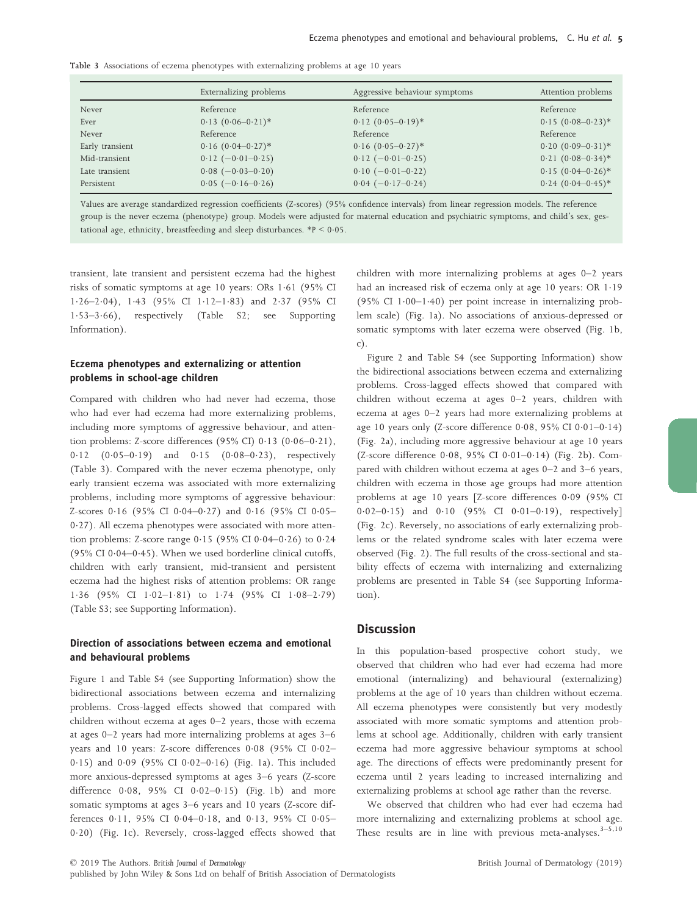Table 3 Associations of eczema phenotypes with externalizing problems at age 10 years

| | Externalizing problems | Aggressive behaviour symptoms | Attention problems |
|---|---|---|---|
| Never | Reference | Reference | Reference |
| Ever | 0·13 (0·06–0·21)* | 0·12 (0·05–0·19)* | 0·15 (0·08–0·23)* |
| Never | Reference | Reference | Reference |
| Early transient | 0·16 (0·04–0·27)* | 0·16 (0·05–0·27)* | 0·20 (0·09–0·31)* |
| Mid-transient | 0·12 (−0·01–0·25) | 0·12 (−0·01–0·25) | 0·21 (0·08–0·34)* |
| Late transient | 0·08 (−0·03–0·20) | 0·10 (−0·01–0·22) | 0·15 (0·04–0·26)* |
| Persistent | 0·05 (−0·16–0·26) | 0·04 (−0·17–0·24) | 0·24 (0·04–0·45)* |

Values are average standardized regression coefficients (Z-scores) (95% confidence intervals) from linear regression models. The reference group is the never eczema (phenotype) group. Models were adjusted for maternal education and psychiatric symptoms, and child's sex, gestational age, ethnicity, breastfeeding and sleep disturbances. *$P < 0·05$.

transient, late transient and persistent eczema had the highest risks of somatic symptoms at age 10 years: ORs 1·61 (95% CI 1·26–2·04), 1·43 (95% CI 1·12–1·83) and 2·37 (95% CI 1·53–3·66), respectively (Table S2; see Supporting Information).

### Eczema phenotypes and externalizing or attention problems in school-age children

Compared with children who had never had eczema, those who had ever had eczema had more externalizing problems, including more symptoms of aggressive behaviour, and attention problems: Z-score differences (95% CI) 0·13 (0·06–0·21), 0·12 (0·05–0·19) and 0·15 (0·08–0·23), respectively (Table 3). Compared with the never eczema phenotype, only early transient eczema was associated with more externalizing problems, including more symptoms of aggressive behaviour: Z-scores 0·16 (95% CI 0·04–0·27) and 0·16 (95% CI 0·05–0·27). All eczema phenotypes were associated with more attention problems: Z-score range 0·15 (95% CI 0·04–0·26) to 0·24 (95% CI 0·04–0·45). When we used borderline clinical cutoffs, children with early transient, mid-transient and persistent eczema had the highest risks of attention problems: OR range 1·36 (95% CI 1·02–1·81) to 1·74 (95% CI 1·08–2·79) (Table S3; see Supporting Information).

### Direction of associations between eczema and emotional and behavioural problems

Figure 1 and Table S4 (see Supporting Information) show the bidirectional associations between eczema and internalizing problems. Cross-lagged effects showed that compared with children without eczema at ages 0–2 years, those with eczema at ages 0–2 years had more internalizing problems at ages 3–6 years and 10 years: Z-score differences 0·08 (95% CI 0·02–0·15) and 0·09 (95% CI 0·02–0·16) (Fig. 1a). This included more anxious-depressed symptoms at ages 3–6 years (Z-score difference 0·08, 95% CI 0·02–0·15) (Fig. 1b) and more somatic symptoms at ages 3–6 years and 10 years (Z-score differences 0·11, 95% CI 0·04–0·18, and 0·13, 95% CI 0·05–0·20) (Fig. 1c). Reversely, cross-lagged effects showed that children with more internalizing problems at ages 0–2 years had an increased risk of eczema only at age 10 years: OR 1·19 (95% CI 1·00–1·40) per point increase in internalizing problem scale) (Fig. 1a). No associations of anxious-depressed or somatic symptoms with later eczema were observed (Fig. 1b, c).

Figure 2 and Table S4 (see Supporting Information) show the bidirectional associations between eczema and externalizing problems. Cross-lagged effects showed that compared with children without eczema at ages 0–2 years, children with eczema at ages 0–2 years had more externalizing problems at age 10 years only (Z-score difference 0·08, 95% CI 0·01–0·14) (Fig. 2a), including more aggressive behaviour at age 10 years (Z-score difference 0·08, 95% CI 0·01–0·14) (Fig. 2b). Compared with children without eczema at ages 0–2 and 3–6 years, children with eczema in those age groups had more attention problems at age 10 years [Z-score differences 0·09 (95% CI 0·02–0·15) and 0·10 (95% CI 0·01–0·19), respectively] (Fig. 2c). Reversely, no associations of early externalizing problems or the related syndrome scales with later eczema were observed (Fig. 2). The full results of the cross-sectional and stability effects of eczema with internalizing and externalizing problems are presented in Table S4 (see Supporting Information).

## Discussion

In this population-based prospective cohort study, we observed that children who had ever had eczema had more emotional (internalizing) and behavioural (externalizing) problems at the age of 10 years than children without eczema. All eczema phenotypes were consistently but very modestly associated with more somatic symptoms and attention problems at school age. Additionally, children with early transient eczema had more aggressive behaviour symptoms at school age. The directions of effects were predominantly present for eczema until 2 years leading to increased internalizing and externalizing problems at school age rather than the reverse.

We observed that children who had ever had eczema had more internalizing and externalizing problems at school age. These results are in line with previous meta-analyses.[3–5,10]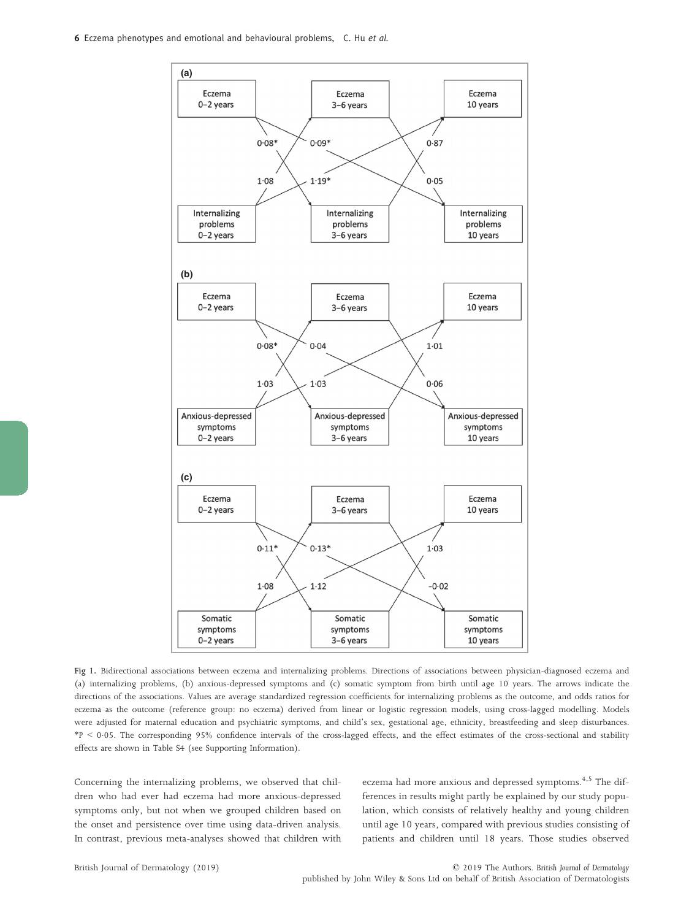Fig 1. Bidirectional associations between eczema and internalizing problems. Directions of associations between physician-diagnosed eczema and (a) internalizing problems, (b) anxious-depressed symptoms and (c) somatic symptom from birth until age 10 years. The arrows indicate the directions of the associations. Values are average standardized regression coefficients for internalizing problems as the outcome, and odds ratios for eczema as the outcome (reference group: no eczema) derived from linear or logistic regression models, using cross-lagged modelling. Models were adjusted for maternal education and psychiatric symptoms, and child's sex, gestational age, ethnicity, breastfeeding and sleep disturbances. *$P < 0.05$. The corresponding 95% confidence intervals of the cross-lagged effects, and the effect estimates of the cross-sectional and stability effects are shown in Table S4 (see Supporting Information).

Concerning the internalizing problems, we observed that children who had ever had eczema had more anxious-depressed symptoms only, but not when we grouped children based on the onset and persistence over time using data-driven analysis. In contrast, previous meta-analyses showed that children with eczema had more anxious and depressed symptoms.[4,5] The differences in results might partly be explained by our study population, which consists of relatively healthy and young children until age 10 years, compared with previous studies consisting of patients and children until 18 years. Those studies observed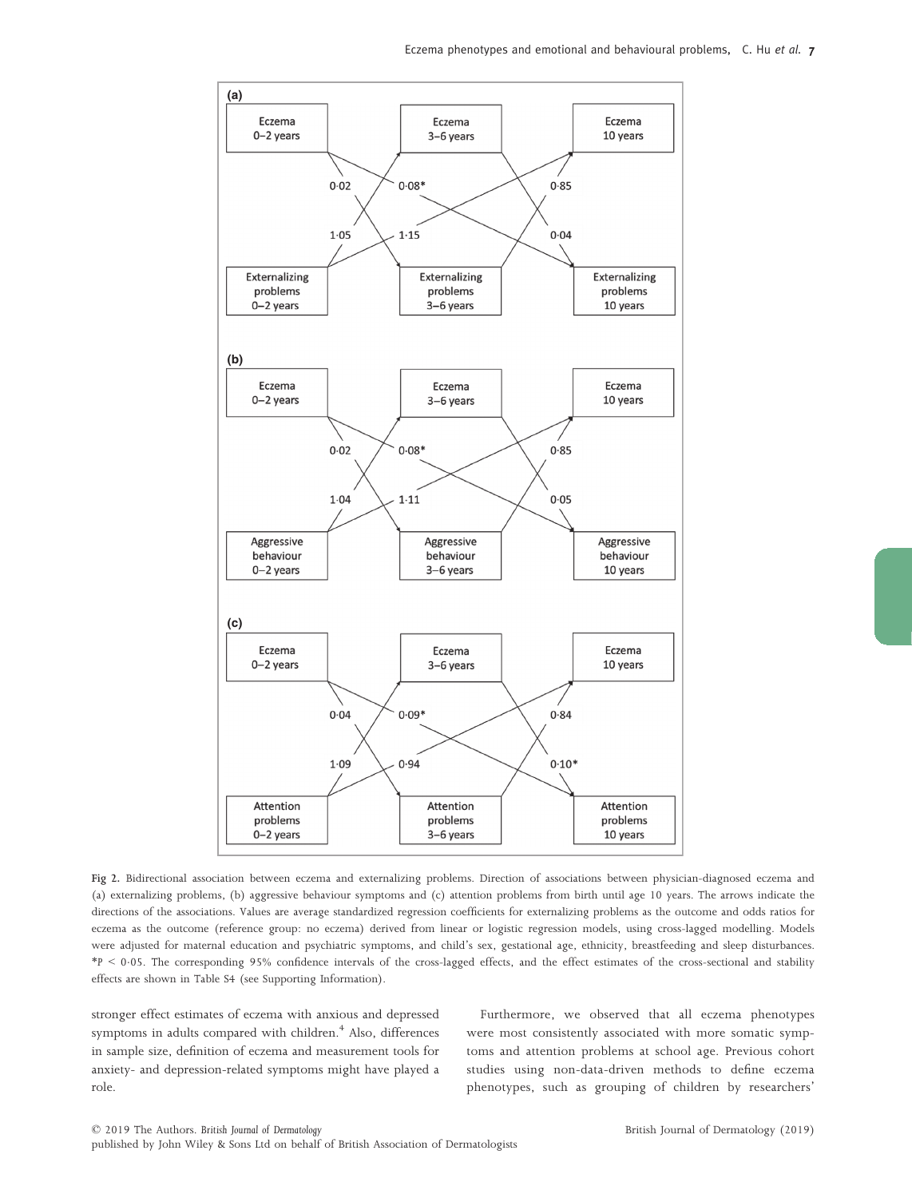Fig 2. Bidirectional association between eczema and externalizing problems. Direction of associations between physician-diagnosed eczema and (a) externalizing problems, (b) aggressive behaviour symptoms and (c) attention problems from birth until age 10 years. The arrows indicate the directions of the associations. Values are average standardized regression coefficients for externalizing problems as the outcome and odds ratios for eczema as the outcome (reference group: no eczema) derived from linear or logistic regression models, using cross-lagged modelling. Models were adjusted for maternal education and psychiatric symptoms, and child's sex, gestational age, ethnicity, breastfeeding and sleep disturbances. *$P < 0.05$. The corresponding 95% confidence intervals of the cross-lagged effects, and the effect estimates of the cross-sectional and stability effects are shown in Table S4 (see Supporting Information).

stronger effect estimates of eczema with anxious and depressed symptoms in adults compared with children.[4] Also, differences in sample size, definition of eczema and measurement tools for anxiety- and depression-related symptoms might have played a role.

Furthermore, we observed that all eczema phenotypes were most consistently associated with more somatic symptoms and attention problems at school age. Previous cohort studies using non-data-driven methods to define eczema phenotypes, such as grouping of children by researchers'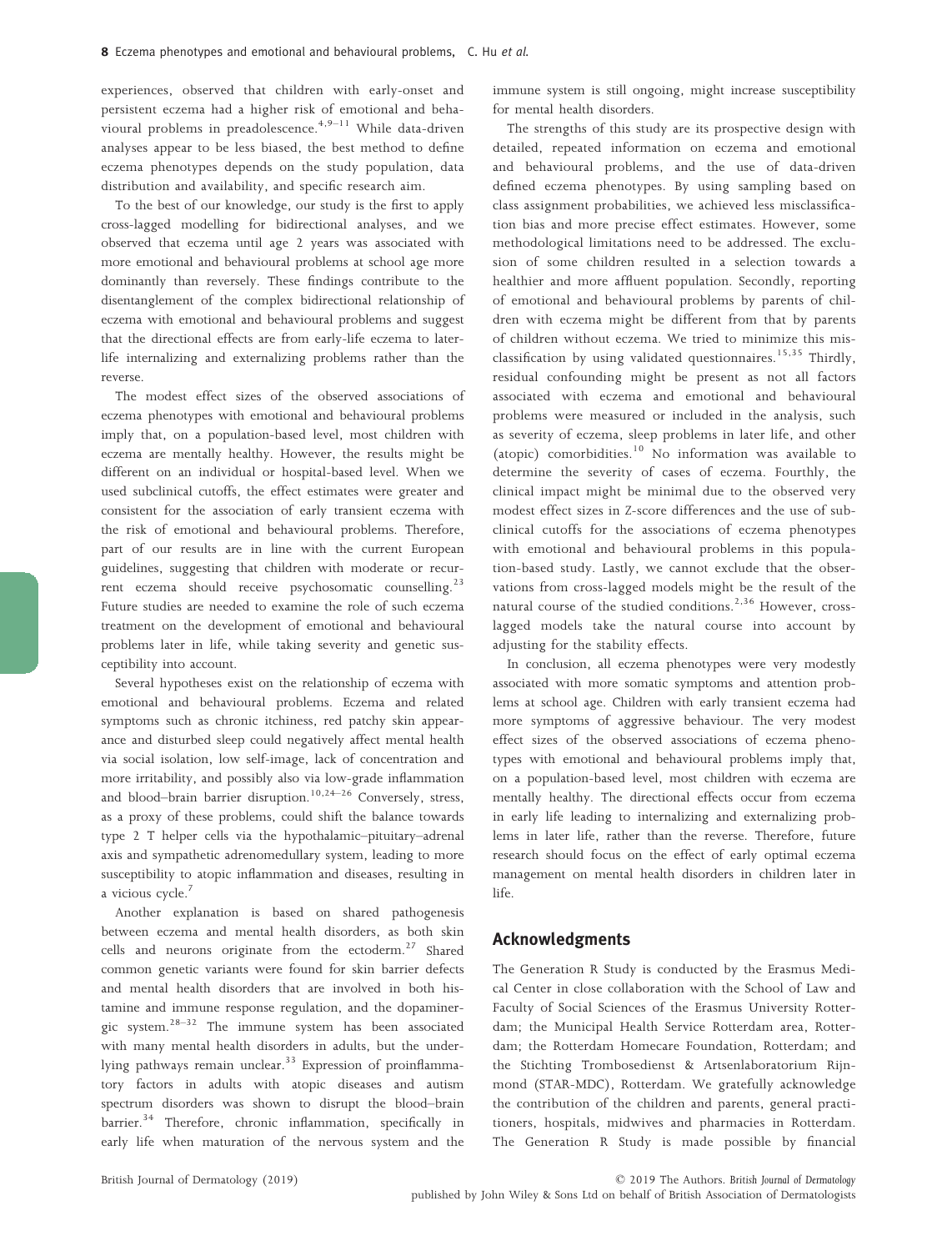experiences, observed that children with early-onset and persistent eczema had a higher risk of emotional and behavioural problems in preadolescence.[4,9–11] While data-driven analyses appear to be less biased, the best method to define eczema phenotypes depends on the study population, data distribution and availability, and specific research aim.

To the best of our knowledge, our study is the first to apply cross-lagged modelling for bidirectional analyses, and we observed that eczema until age 2 years was associated with more emotional and behavioural problems at school age more dominantly than reversely. These findings contribute to the disentanglement of the complex bidirectional relationship of eczema with emotional and behavioural problems and suggest that the directional effects are from early-life eczema to later-life internalizing and externalizing problems rather than the reverse.

The modest effect sizes of the observed associations of eczema phenotypes with emotional and behavioural problems imply that, on a population-based level, most children with eczema are mentally healthy. However, the results might be different on an individual or hospital-based level. When we used subclinical cutoffs, the effect estimates were greater and consistent for the association of early transient eczema with the risk of emotional and behavioural problems. Therefore, part of our results are in line with the current European guidelines, suggesting that children with moderate or recurrent eczema should receive psychosomatic counselling.[23] Future studies are needed to examine the role of such eczema treatment on the development of emotional and behavioural problems later in life, while taking severity and genetic susceptibility into account.

Several hypotheses exist on the relationship of eczema with emotional and behavioural problems. Eczema and related symptoms such as chronic itchiness, red patchy skin appearance and disturbed sleep could negatively affect mental health via social isolation, low self-image, lack of concentration and more irritability, and possibly also via low-grade inflammation and blood–brain barrier disruption.[10,24–26] Conversely, stress, as a proxy of these problems, could shift the balance towards type 2 T helper cells via the hypothalamic–pituitary–adrenal axis and sympathetic adrenomedullary system, leading to more susceptibility to atopic inflammation and diseases, resulting in a vicious cycle.[7]

Another explanation is based on shared pathogenesis between eczema and mental health disorders, as both skin cells and neurons originate from the ectoderm.[27] Shared common genetic variants were found for skin barrier defects and mental health disorders that are involved in both histamine and immune response regulation, and the dopaminergic system.[28–32] The immune system has been associated with many mental health disorders in adults, but the underlying pathways remain unclear.[33] Expression of proinflammatory factors in adults with atopic diseases and autism spectrum disorders was shown to disrupt the blood–brain barrier.[34] Therefore, chronic inflammation, specifically in early life when maturation of the nervous system and the immune system is still ongoing, might increase susceptibility for mental health disorders.

The strengths of this study are its prospective design with detailed, repeated information on eczema and emotional and behavioural problems, and the use of data-driven defined eczema phenotypes. By using sampling based on class assignment probabilities, we achieved less misclassification bias and more precise effect estimates. However, some methodological limitations need to be addressed. The exclusion of some children resulted in a selection towards a healthier and more affluent population. Secondly, reporting of emotional and behavioural problems by parents of children with eczema might be different from that by parents of children without eczema. We tried to minimize this misclassification by using validated questionnaires.[15,35] Thirdly, residual confounding might be present as not all factors associated with eczema and emotional and behavioural problems were measured or included in the analysis, such as severity of eczema, sleep problems in later life, and other (atopic) comorbidities.[10] No information was available to determine the severity of cases of eczema. Fourthly, the clinical impact might be minimal due to the observed very modest effect sizes in Z-score differences and the use of subclinical cutoffs for the associations of eczema phenotypes with emotional and behavioural problems in this population-based study. Lastly, we cannot exclude that the observations from cross-lagged models might be the result of the natural course of the studied conditions.[2,36] However, cross-lagged models take the natural course into account by adjusting for the stability effects.

In conclusion, all eczema phenotypes were very modestly associated with more somatic symptoms and attention problems at school age. Children with early transient eczema had more symptoms of aggressive behaviour. The very modest effect sizes of the observed associations of eczema phenotypes with emotional and behavioural problems imply that, on a population-based level, most children with eczema are mentally healthy. The directional effects occur from eczema in early life leading to internalizing and externalizing problems in later life, rather than the reverse. Therefore, future research should focus on the effect of early optimal eczema management on mental health disorders in children later in life.

## Acknowledgments

The Generation R Study is conducted by the Erasmus Medical Center in close collaboration with the School of Law and Faculty of Social Sciences of the Erasmus University Rotterdam; the Municipal Health Service Rotterdam area, Rotterdam; the Rotterdam Homecare Foundation, Rotterdam; and the Stichting Trombosedienst & Artsenlaboratorium Rijnmond (STAR-MDC), Rotterdam. We gratefully acknowledge the contribution of the children and parents, general practitioners, hospitals, midwives and pharmacies in Rotterdam. The Generation R Study is made possible by financial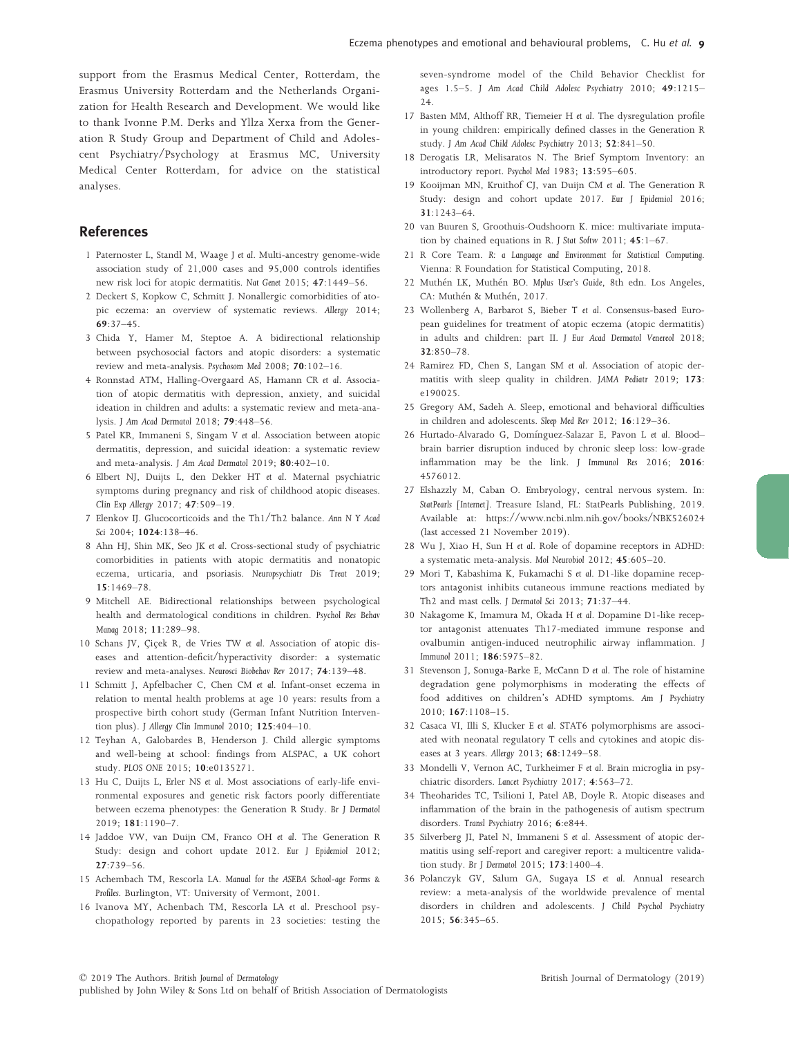support from the Erasmus Medical Center, Rotterdam, the Erasmus University Rotterdam and the Netherlands Organization for Health Research and Development. We would like to thank Ivonne P.M. Derks and Yllza Xerxa from the Generation R Study Group and Department of Child and Adolescent Psychiatry/Psychology at Erasmus MC, University Medical Center Rotterdam, for advice on the statistical analyses.

## References

1 Paternoster L, Standl M, Waage J *et al.* Multi-ancestry genome-wide association study of 21,000 cases and 95,000 controls identifies new risk loci for atopic dermatitis. *Nat Genet* 2015; **47**:1449–56.

2 Deckert S, Kopkow C, Schmitt J. Nonallergic comorbidities of atopic eczema: an overview of systematic reviews. *Allergy* 2014; **69**:37–45.

3 Chida Y, Hamer M, Steptoe A. A bidirectional relationship between psychosocial factors and atopic disorders: a systematic review and meta-analysis. *Psychosom Med* 2008; **70**:102–16.

4 Ronnstad ATM, Halling-Overgaard AS, Hamann CR *et al.* Association of atopic dermatitis with depression, anxiety, and suicidal ideation in children and adults: a systematic review and meta-analysis. *J Am Acad Dermatol* 2018; **79**:448–56.

5 Patel KR, Immaneni S, Singam V *et al.* Association between atopic dermatitis, depression, and suicidal ideation: a systematic review and meta-analysis. *J Am Acad Dermatol* 2019; **80**:402–10.

6 Elbert NJ, Duijts L, den Dekker HT *et al.* Maternal psychiatric symptoms during pregnancy and risk of childhood atopic diseases. *Clin Exp Allergy* 2017; **47**:509–19.

7 Elenkov IJ. Glucocorticoids and the Th1/Th2 balance. *Ann N Y Acad Sci* 2004; **1024**:138–46.

8 Ahn HJ, Shin MK, Seo JK *et al.* Cross-sectional study of psychiatric comorbidities in patients with atopic dermatitis and nonatopic eczema, urticaria, and psoriasis. *Neuropsychiatr Dis Treat* 2019; **15**:1469–78.

9 Mitchell AE. Bidirectional relationships between psychological health and dermatological conditions in children. *Psychol Res Behav Manag* 2018; **11**:289–98.

10 Schans JV, Çiçek R, de Vries TW *et al.* Association of atopic diseases and attention-deficit/hyperactivity disorder: a systematic review and meta-analyses. *Neurosci Biobehav Rev* 2017; **74**:139–48.

11 Schmitt J, Apfelbacher C, Chen CM *et al.* Infant-onset eczema in relation to mental health problems at age 10 years: results from a prospective birth cohort study (German Infant Nutrition Intervention plus). *J Allergy Clin Immunol* 2010; **125**:404–10.

12 Teyhan A, Galobardes B, Henderson J. Child allergic symptoms and well-being at school: findings from ALSPAC, a UK cohort study. *PLOS ONE* 2015; **10**:e0135271.

13 Hu C, Duijts L, Erler NS *et al.* Most associations of early-life environmental exposures and genetic risk factors poorly differentiate between eczema phenotypes: the Generation R Study. *Br J Dermatol* 2019; **181**:1190–7.

14 Jaddoe VW, van Duijn CM, Franco OH *et al.* The Generation R Study: design and cohort update 2012. *Eur J Epidemiol* 2012; **27**:739–56.

15 Achembach TM, Rescorla LA. *Manual for the ASEBA School-age Forms & Profiles*. Burlington, VT: University of Vermont, 2001.

16 Ivanova MY, Achenbach TM, Rescorla LA *et al.* Preschool psychopathology reported by parents in 23 societies: testing the seven-syndrome model of the Child Behavior Checklist for ages 1.5–5. *J Am Acad Child Adolesc Psychiatry* 2010; **49**:1215–24.

17 Basten MM, Althoff RR, Tiemeier H *et al.* The dysregulation profile in young children: empirically defined classes in the Generation R study. *J Am Acad Child Adolesc Psychiatry* 2013; **52**:841–50.

18 Derogatis LR, Melisaratos N. The Brief Symptom Inventory: an introductory report. *Psychol Med* 1983; **13**:595–605.

19 Kooijman MN, Kruithof CJ, van Duijn CM *et al.* The Generation R Study: design and cohort update 2017. *Eur J Epidemiol* 2016; **31**:1243–64.

20 van Buuren S, Groothuis-Oudshoorn K. mice: multivariate imputation by chained equations in R. *J Stat Softw* 2011; **45**:1–67.

21 R Core Team. *R: a Language and Environment for Statistical Computing*. Vienna: R Foundation for Statistical Computing, 2018.

22 Muthén LK, Muthén BO. *Mplus User's Guide*, 8th edn. Los Angeles, CA: Muthén & Muthén, 2017.

23 Wollenberg A, Barbarot S, Bieber T *et al.* Consensus-based European guidelines for treatment of atopic eczema (atopic dermatitis) in adults and children: part II. *J Eur Acad Dermatol Venereol* 2018; **32**:850–78.

24 Ramirez FD, Chen S, Langan SM *et al.* Association of atopic dermatitis with sleep quality in children. *JAMA Pediatr* 2019; **173**: e190025.

25 Gregory AM, Sadeh A. Sleep, emotional and behavioral difficulties in children and adolescents. *Sleep Med Rev* 2012; **16**:129–36.

26 Hurtado-Alvarado G, Domínguez-Salazar E, Pavon L *et al.* Blood–brain barrier disruption induced by chronic sleep loss: low-grade inflammation may be the link. *J Immunol Res* 2016; **2016**: 4576012.

27 Elshazzly M, Caban O. Embryology, central nervous system. In: *StatPearls [Internet]*. Treasure Island, FL: StatPearls Publishing, 2019. Available at: https://www.ncbi.nlm.nih.gov/books/NBK526024 (last accessed 21 November 2019).

28 Wu J, Xiao H, Sun H *et al.* Role of dopamine receptors in ADHD: a systematic meta-analysis. *Mol Neurobiol* 2012; **45**:605–20.

29 Mori T, Kabashima K, Fukamachi S *et al.* D1-like dopamine receptors antagonist inhibits cutaneous immune reactions mediated by Th2 and mast cells. *J Dermatol Sci* 2013; **71**:37–44.

30 Nakagome K, Imamura M, Okada H *et al.* Dopamine D1-like receptor antagonist attenuates Th17-mediated immune response and ovalbumin antigen-induced neutrophilic airway inflammation. *J Immunol* 2011; **186**:5975–82.

31 Stevenson J, Sonuga-Barke E, McCann D *et al.* The role of histamine degradation gene polymorphisms in moderating the effects of food additives on children's ADHD symptoms. *Am J Psychiatry* 2010; **167**:1108–15.

32 Casaca VI, Illi S, Klucker E *et al.* STAT6 polymorphisms are associated with neonatal regulatory T cells and cytokines and atopic diseases at 3 years. *Allergy* 2013; **68**:1249–58.

33 Mondelli V, Vernon AC, Turkheimer F *et al.* Brain microglia in psychiatric disorders. *Lancet Psychiatry* 2017; **4**:563–72.

34 Theoharides TC, Tsilioni I, Patel AB, Doyle R. Atopic diseases and inflammation of the brain in the pathogenesis of autism spectrum disorders. *Transl Psychiatry* 2016; **6**:e844.

35 Silverberg JI, Patel N, Immaneni S *et al.* Assessment of atopic dermatitis using self-report and caregiver report: a multicentre validation study. *Br J Dermatol* 2015; **173**:1400–4.

36 Polanczyk GV, Salum GA, Sugaya LS *et al.* Annual research review: a meta-analysis of the worldwide prevalence of mental disorders in children and adolescents. *J Child Psychol Psychiatry* 2015; **56**:345–65.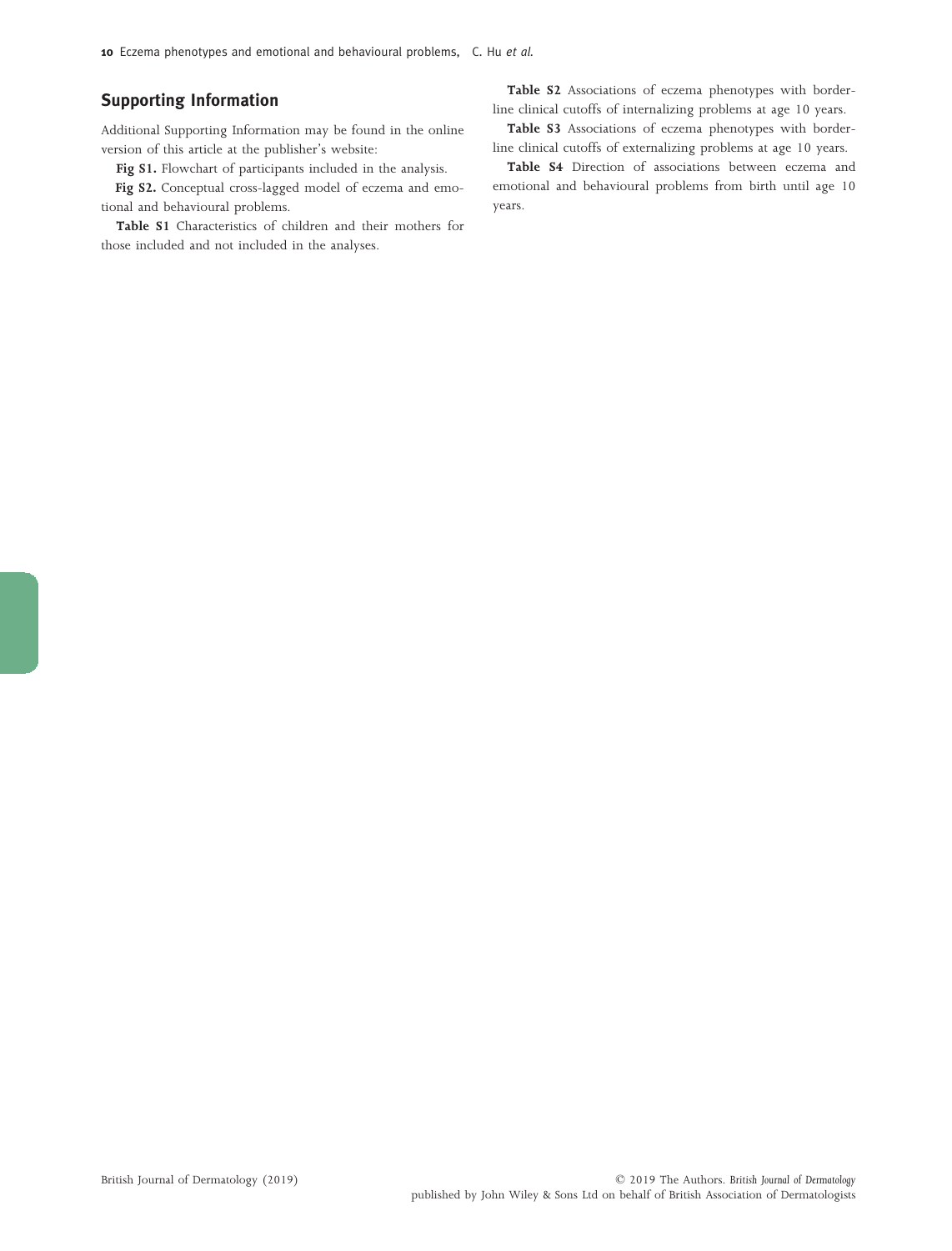## Supporting Information

Additional Supporting Information may be found in the online version of this article at the publisher's website:

**Fig S1.** Flowchart of participants included in the analysis.

**Fig S2.** Conceptual cross-lagged model of eczema and emotional and behavioural problems.

**Table S1** Characteristics of children and their mothers for those included and not included in the analyses.

**Table S2** Associations of eczema phenotypes with borderline clinical cutoffs of internalizing problems at age 10 years.

**Table S3** Associations of eczema phenotypes with borderline clinical cutoffs of externalizing problems at age 10 years.

**Table S4** Direction of associations between eczema and emotional and behavioural problems from birth until age 10 years.